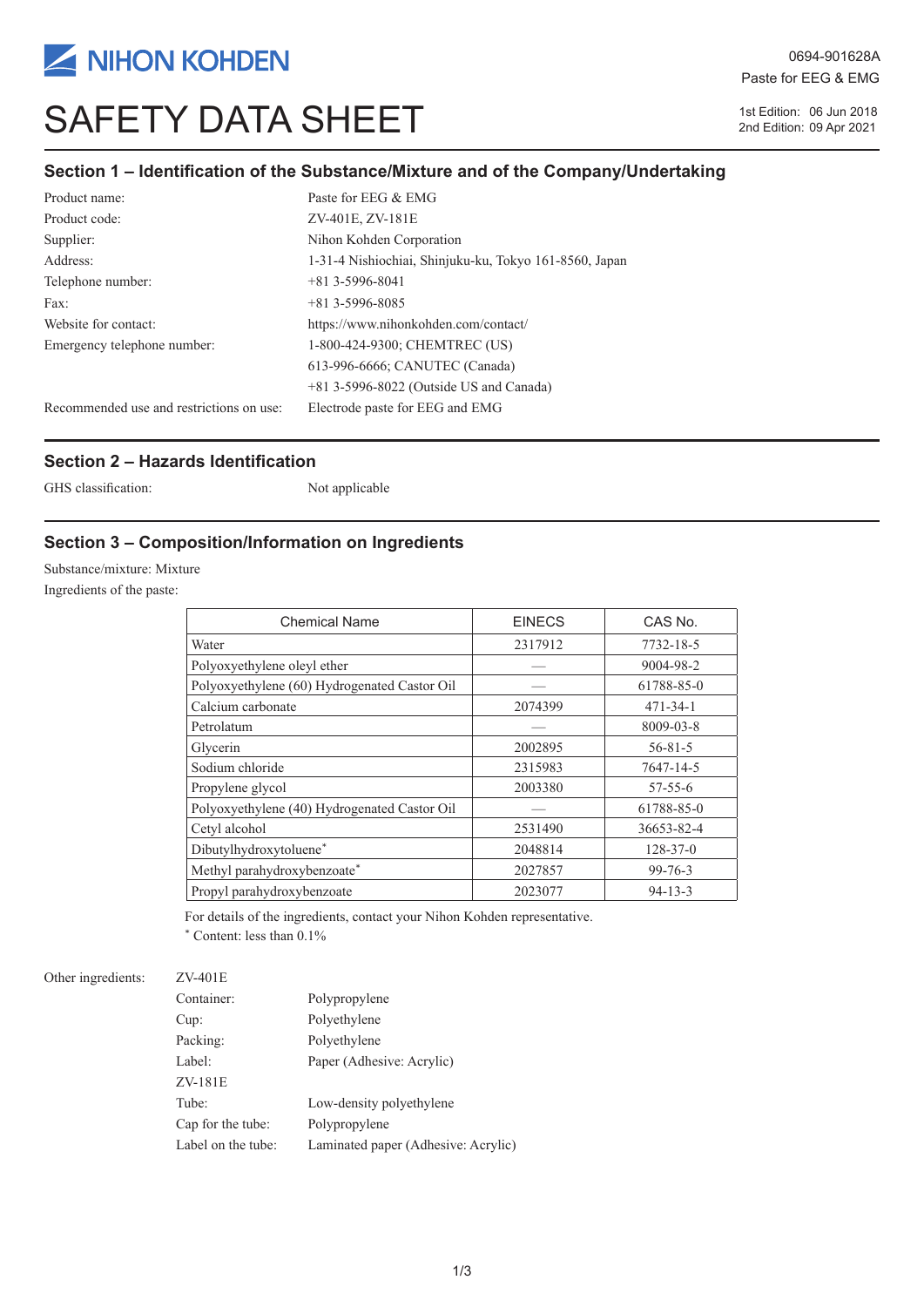NIHON KOHDEN

0694-901628A
Paste for EEG & EMG

# SAFETY DATA SHEET

1st Edition: 06 Jun 2018
2nd Edition: 09 Apr 2021

## Section 1 – Identification of the Substance/Mixture and of the Company/Undertaking

| | |
|---|---|
| Product name: | Paste for EEG & EMG |
| Product code: | ZV-401E, ZV-181E |
| Supplier: | Nihon Kohden Corporation |
| Address: | 1-31-4 Nishiochiai, Shinjuku-ku, Tokyo 161-8560, Japan |
| Telephone number: | +81 3-5996-8041 |
| Fax: | +81 3-5996-8085 |
| Website for contact: | https://www.nihonkohden.com/contact/ |
| Emergency telephone number: | 1-800-424-9300; CHEMTREC (US) |
| | 613-996-6666; CANUTEC (Canada) |
| | +81 3-5996-8022 (Outside US and Canada) |
| Recommended use and restrictions on use: | Electrode paste for EEG and EMG |

## Section 2 – Hazards Identification

GHS classification: Not applicable

## Section 3 – Composition/Information on Ingredients

Substance/mixture: Mixture

Ingredients of the paste:

| Chemical Name | EINECS | CAS No. |
|---|---|---|
| Water | 2317912 | 7732-18-5 |
| Polyoxyethylene oleyl ether | — | 9004-98-2 |
| Polyoxyethylene (60) Hydrogenated Castor Oil | — | 61788-85-0 |
| Calcium carbonate | 2074399 | 471-34-1 |
| Petrolatum | — | 8009-03-8 |
| Glycerin | 2002895 | 56-81-5 |
| Sodium chloride | 2315983 | 7647-14-5 |
| Propylene glycol | 2003380 | 57-55-6 |
| Polyoxyethylene (40) Hydrogenated Castor Oil | — | 61788-85-0 |
| Cetyl alcohol | 2531490 | 36653-82-4 |
| Dibutylhydroxytoluene* | 2048814 | 128-37-0 |
| Methyl parahydroxybenzoate* | 2027857 | 99-76-3 |
| Propyl parahydroxybenzoate | 2023077 | 94-13-3 |

For details of the ingredients, contact your Nihon Kohden representative.

\* Content: less than 0.1%

Other ingredients:

ZV-401E

| | |
|---|---|
| Container: | Polypropylene |
| Cup: | Polyethylene |
| Packing: | Polyethylene |
| Label: | Paper (Adhesive: Acrylic) |

ZV-181E

| | |
|---|---|
| Tube: | Low-density polyethylene |
| Cap for the tube: | Polypropylene |
| Label on the tube: | Laminated paper (Adhesive: Acrylic) |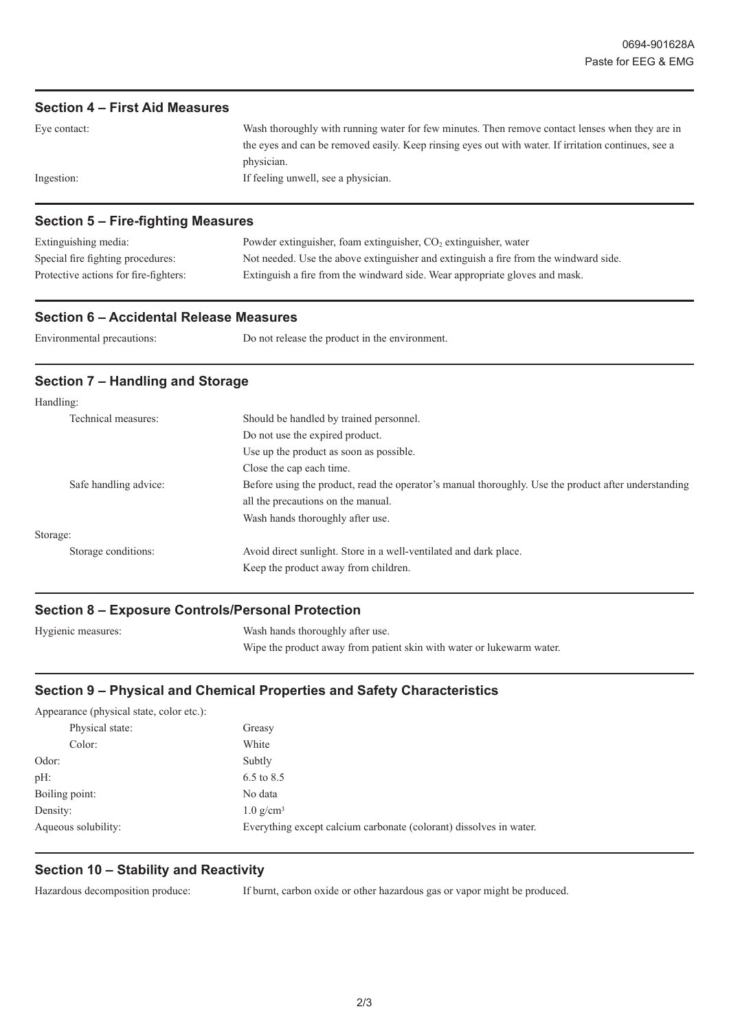## Section 4 – First Aid Measures

| | |
|---|---|
| Eye contact: | Wash thoroughly with running water for few minutes. Then remove contact lenses when they are in the eyes and can be removed easily. Keep rinsing eyes out with water. If irritation continues, see a physician. |
| Ingestion: | If feeling unwell, see a physician. |

## Section 5 – Fire-fighting Measures

| | |
|---|---|
| Extinguishing media: | Powder extinguisher, foam extinguisher, $CO_2$ extinguisher, water |
| Special fire fighting procedures: | Not needed. Use the above extinguisher and extinguish a fire from the windward side. |
| Protective actions for fire-fighters: | Extinguish a fire from the windward side. Wear appropriate gloves and mask. |

## Section 6 – Accidental Release Measures

| | |
|---|---|
| Environmental precautions: | Do not release the product in the environment. |

## Section 7 – Handling and Storage

Handling:

| | |
|---|---|
| Technical measures: | Should be handled by trained personnel.<br>Do not use the expired product.<br>Use up the product as soon as possible.<br>Close the cap each time. |
| Safe handling advice: | Before using the product, read the operator's manual thoroughly. Use the product after understanding all the precautions on the manual.<br>Wash hands thoroughly after use. |

Storage:

| | |
|---|---|
| Storage conditions: | Avoid direct sunlight. Store in a well-ventilated and dark place.<br>Keep the product away from children. |

## Section 8 – Exposure Controls/Personal Protection

| | |
|---|---|
| Hygienic measures: | Wash hands thoroughly after use.<br>Wipe the product away from patient skin with water or lukewarm water. |

## Section 9 – Physical and Chemical Properties and Safety Characteristics

Appearance (physical state, color etc.):

| | |
|---|---|
| Physical state: | Greasy |
| Color: | White |
| Odor: | Subtly |
| pH: | 6.5 to 8.5 |
| Boiling point: | No data |
| Density: | 1.0 g/cm³ |
| Aqueous solubility: | Everything except calcium carbonate (colorant) dissolves in water. |

## Section 10 – Stability and Reactivity

| | |
|---|---|
| Hazardous decomposition produce: | If burnt, carbon oxide or other hazardous gas or vapor might be produced. |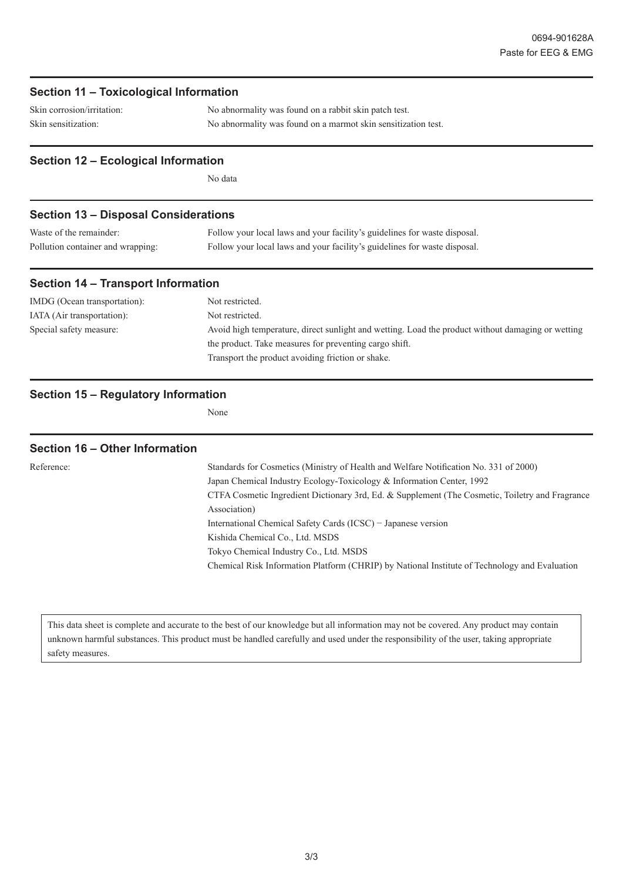## Section 11 – Toxicological Information

| | |
|---|---|
| Skin corrosion/irritation: | No abnormality was found on a rabbit skin patch test. |
| Skin sensitization: | No abnormality was found on a marmot skin sensitization test. |

## Section 12 – Ecological Information

No data

## Section 13 – Disposal Considerations

| | |
|---|---|
| Waste of the remainder: | Follow your local laws and your facility's guidelines for waste disposal. |
| Pollution container and wrapping: | Follow your local laws and your facility's guidelines for waste disposal. |

## Section 14 – Transport Information

| | |
|---|---|
| IMDG (Ocean transportation): | Not restricted. |
| IATA (Air transportation): | Not restricted. |
| Special safety measure: | Avoid high temperature, direct sunlight and wetting. Load the product without damaging or wetting the product. Take measures for preventing cargo shift.<br>Transport the product avoiding friction or shake. |

## Section 15 – Regulatory Information

None

## Section 16 – Other Information

Reference:

- Standards for Cosmetics (Ministry of Health and Welfare Notification No. 331 of 2000)
- Japan Chemical Industry Ecology-Toxicology & Information Center, 1992
- CTFA Cosmetic Ingredient Dictionary 3rd, Ed. & Supplement (The Cosmetic, Toiletry and Fragrance Association)
- International Chemical Safety Cards (ICSC) − Japanese version
- Kishida Chemical Co., Ltd. MSDS
- Tokyo Chemical Industry Co., Ltd. MSDS
- Chemical Risk Information Platform (CHRIP) by National Institute of Technology and Evaluation

This data sheet is complete and accurate to the best of our knowledge but all information may not be covered. Any product may contain unknown harmful substances. This product must be handled carefully and used under the responsibility of the user, taking appropriate safety measures.